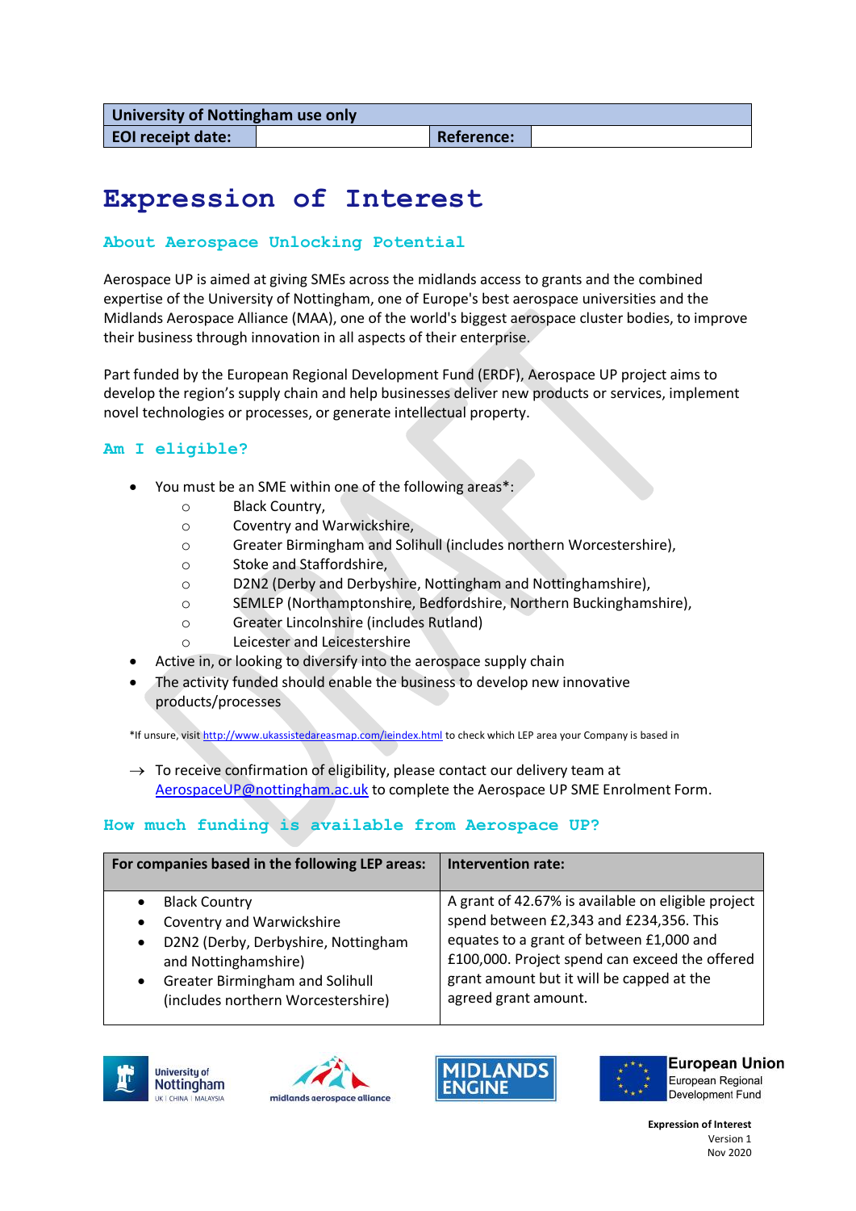| University of Nottingham use only | | | |
|---|---|---|---|
| **EOI receipt date:** | | **Reference:** | |

# Expression of Interest

## About Aerospace Unlocking Potential

Aerospace UP is aimed at giving SMEs across the midlands access to grants and the combined expertise of the University of Nottingham, one of Europe's best aerospace universities and the Midlands Aerospace Alliance (MAA), one of the world's biggest aerospace cluster bodies, to improve their business through innovation in all aspects of their enterprise.

Part funded by the European Regional Development Fund (ERDF), Aerospace UP project aims to develop the region's supply chain and help businesses deliver new products or services, implement novel technologies or processes, or generate intellectual property.

## Am I eligible?

- You must be an SME within one of the following areas*:
  - Black Country,
  - Coventry and Warwickshire,
  - Greater Birmingham and Solihull (includes northern Worcestershire),
  - Stoke and Staffordshire,
  - D2N2 (Derby and Derbyshire, Nottingham and Nottinghamshire),
  - SEMLEP (Northamptonshire, Bedfordshire, Northern Buckinghamshire),
  - Greater Lincolnshire (includes Rutland)
  - Leicester and Leicestershire
- Active in, or looking to diversify into the aerospace supply chain
- The activity funded should enable the business to develop new innovative products/processes

*If unsure, visit http://www.ukassistedareasmap.com/ieindex.html to check which LEP area your Company is based in

→ To receive confirmation of eligibility, please contact our delivery team at AerospaceUP@nottingham.ac.uk to complete the Aerospace UP SME Enrolment Form.

## How much funding is available from Aerospace UP?

| For companies based in the following LEP areas: | Intervention rate: |
|---|---|
| • Black Country<br>• Coventry and Warwickshire<br>• D2N2 (Derby, Derbyshire, Nottingham and Nottinghamshire)<br>• Greater Birmingham and Solihull (includes northern Worcestershire) | A grant of 42.67% is available on eligible project spend between £2,343 and £234,356. This equates to a grant of between £1,000 and £100,000. Project spend can exceed the offered grant amount but it will be capped at the agreed grant amount. |

Expression of Interest
Version 1
Nov 2020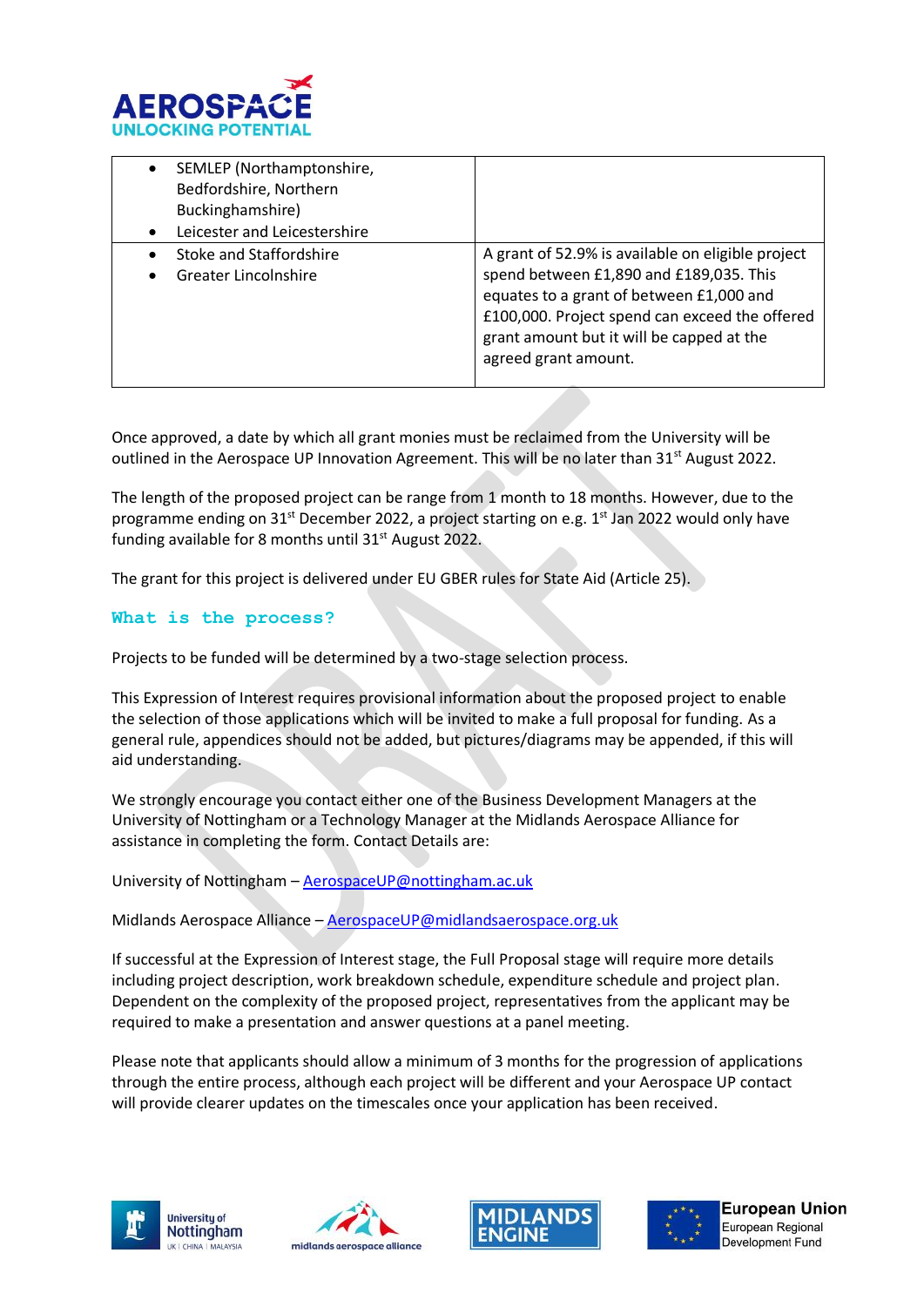| | |
|---|---|
| • SEMLEP (Northamptonshire, Bedfordshire, Northern Buckinghamshire)<br>• Leicester and Leicestershire | |
| • Stoke and Staffordshire<br>• Greater Lincolnshire | A grant of 52.9% is available on eligible project spend between £1,890 and £189,035. This equates to a grant of between £1,000 and £100,000. Project spend can exceed the offered grant amount but it will be capped at the agreed grant amount. |

Once approved, a date by which all grant monies must be reclaimed from the University will be outlined in the Aerospace UP Innovation Agreement. This will be no later than 31st August 2022.

The length of the proposed project can be range from 1 month to 18 months. However, due to the programme ending on 31st December 2022, a project starting on e.g. 1st Jan 2022 would only have funding available for 8 months until 31st August 2022.

The grant for this project is delivered under EU GBER rules for State Aid (Article 25).

## What is the process?

Projects to be funded will be determined by a two-stage selection process.

This Expression of Interest requires provisional information about the proposed project to enable the selection of those applications which will be invited to make a full proposal for funding. As a general rule, appendices should not be added, but pictures/diagrams may be appended, if this will aid understanding.

We strongly encourage you contact either one of the Business Development Managers at the University of Nottingham or a Technology Manager at the Midlands Aerospace Alliance for assistance in completing the form. Contact Details are:

University of Nottingham – AerospaceUP@nottingham.ac.uk

Midlands Aerospace Alliance – AerospaceUP@midlandsaerospace.org.uk

If successful at the Expression of Interest stage, the Full Proposal stage will require more details including project description, work breakdown schedule, expenditure schedule and project plan. Dependent on the complexity of the proposed project, representatives from the applicant may be required to make a presentation and answer questions at a panel meeting.

Please note that applicants should allow a minimum of 3 months for the progression of applications through the entire process, although each project will be different and your Aerospace UP contact will provide clearer updates on the timescales once your application has been received.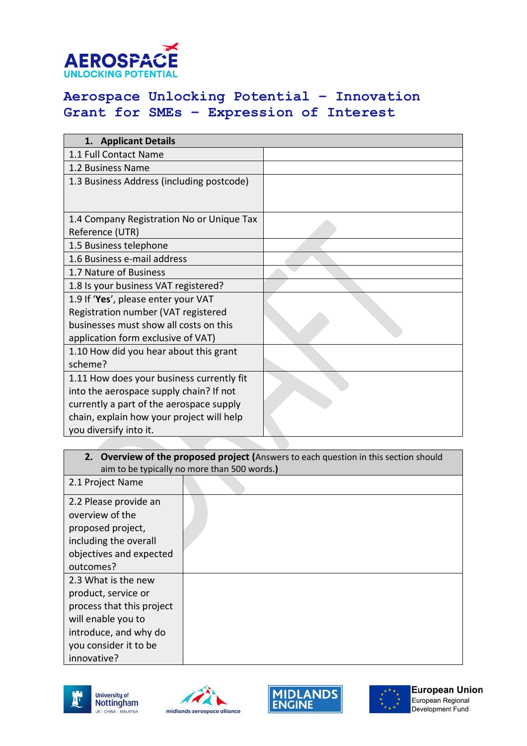# Aerospace Unlocking Potential – Innovation Grant for SMEs – Expression of Interest

| 1. Applicant Details | |
|---|---|
| 1.1 Full Contact Name | |
| 1.2 Business Name | |
| 1.3 Business Address (including postcode) | |
| 1.4 Company Registration No or Unique Tax Reference (UTR) | |
| 1.5 Business telephone | |
| 1.6 Business e-mail address | |
| 1.7 Nature of Business | |
| 1.8 Is your business VAT registered? | |
| 1.9 If '**Yes**', please enter your VAT Registration number (VAT registered businesses must show all costs on this application form exclusive of VAT) | |
| 1.10 How did you hear about this grant scheme? | |
| 1.11 How does your business currently fit into the aerospace supply chain? If not currently a part of the aerospace supply chain, explain how your project will help you diversify into it. | |

| 2. **Overview of the proposed project (**Answers to each question in this section should aim to be typically no more than 500 words.**)** | |
|---|---|
| 2.1 Project Name | |
| 2.2 Please provide an overview of the proposed project, including the overall objectives and expected outcomes? | |
| 2.3 What is the new product, service or process that this project will enable you to introduce, and why do you consider it to be innovative? | |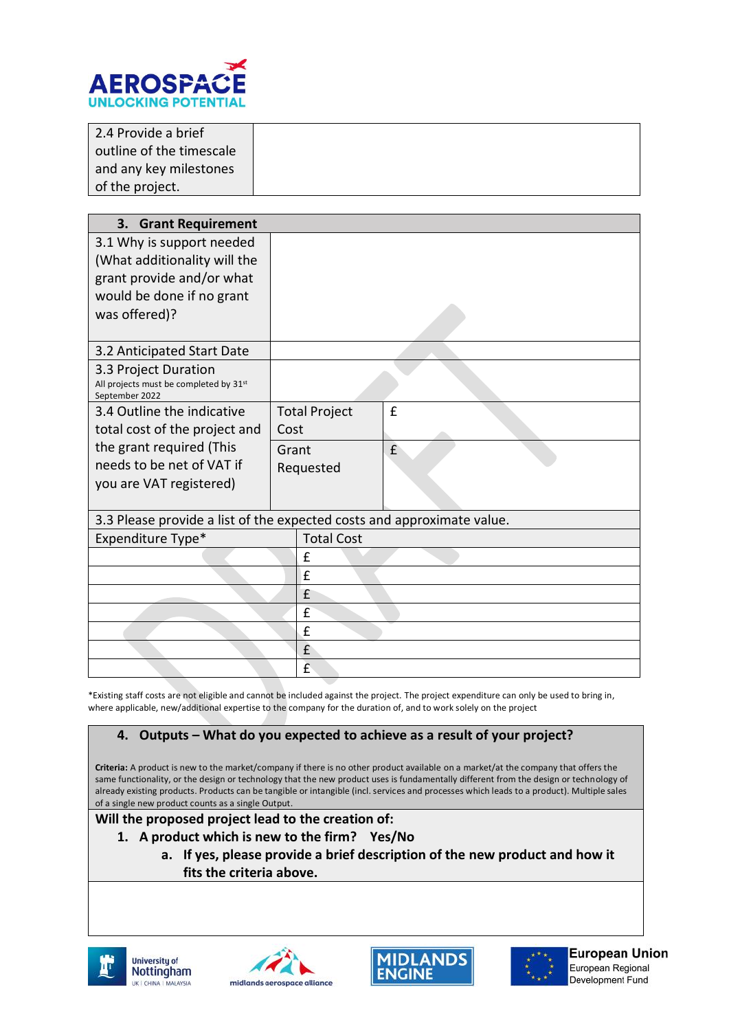| 2.4 Provide a brief outline of the timescale and any key milestones of the project. | |
|---|---|

| 3. Grant Requirement | | |
|---|---|---|
| 3.1 Why is support needed (What additionality will the grant provide and/or what would be done if no grant was offered)? | | |
| 3.2 Anticipated Start Date | | |
| 3.3 Project Duration<br>All projects must be completed by 31st September 2022 | | |
| 3.4 Outline the indicative total cost of the project and the grant required (This needs to be net of VAT if you are VAT registered) | Total Project Cost | £ |
| | Grant Requested | £ |

| 3.3 Please provide a list of the expected costs and approximate value. | |
|---|---|
| Expenditure Type* | Total Cost |
| | £ |
| | £ |
| | £ |
| | £ |
| | £ |
| | £ |
| | £ |

*Existing staff costs are not eligible and cannot be included against the project. The project expenditure can only be used to bring in, where applicable, new/additional expertise to the company for the duration of, and to work solely on the project

## 4. Outputs – What do you expected to achieve as a result of your project?

**Criteria:** A product is new to the market/company if there is no other product available on a market/at the company that offers the same functionality, or the design or technology that the new product uses is fundamentally different from the design or technology of already existing products. Products can be tangible or intangible (incl. services and processes which leads to a product). Multiple sales of a single new product counts as a single Output.

**Will the proposed project lead to the creation of:**

1. **A product which is new to the firm? Yes/No**
   a. **If yes, please provide a brief description of the new product and how it fits the criteria above.**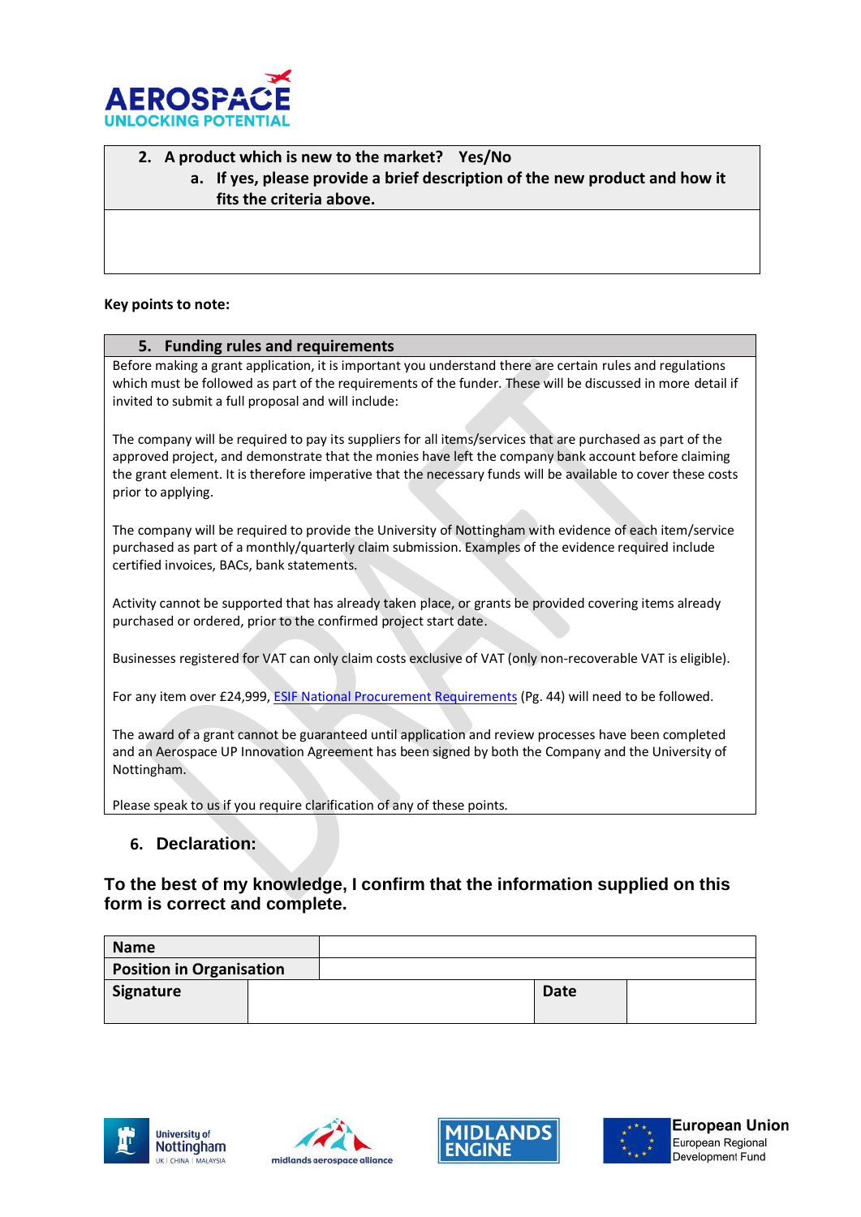| 2. A product which is new to the market? Yes/No<br>a. If yes, please provide a brief description of the new product and how it fits the criteria above. |
| --- |
| |

**Key points to note:**

| 5. Funding rules and requirements |
| --- |
| Before making a grant application, it is important you understand there are certain rules and regulations which must be followed as part of the requirements of the funder. These will be discussed in more detail if invited to submit a full proposal and will include:<br><br>The company will be required to pay its suppliers for all items/services that are purchased as part of the approved project, and demonstrate that the monies have left the company bank account before claiming the grant element. It is therefore imperative that the necessary funds will be available to cover these costs prior to applying.<br><br>The company will be required to provide the University of Nottingham with evidence of each item/service purchased as part of a monthly/quarterly claim submission. Examples of the evidence required include certified invoices, BACs, bank statements.<br><br>Activity cannot be supported that has already taken place, or grants be provided covering items already purchased or ordered, prior to the confirmed project start date.<br><br>Businesses registered for VAT can only claim costs exclusive of VAT (only non-recoverable VAT is eligible).<br><br>For any item over £24,999, ESIF National Procurement Requirements (Pg. 44) will need to be followed.<br><br>The award of a grant cannot be guaranteed until application and review processes have been completed and an Aerospace UP Innovation Agreement has been signed by both the Company and the University of Nottingham.<br><br>Please speak to us if you require clarification of any of these points. |

## 6. Declaration:

**To the best of my knowledge, I confirm that the information supplied on this form is correct and complete.**

| | | | |
| --- | --- | --- | --- |
| **Name** | | | |
| **Position in Organisation** | | | |
| **Signature** | | **Date** | |